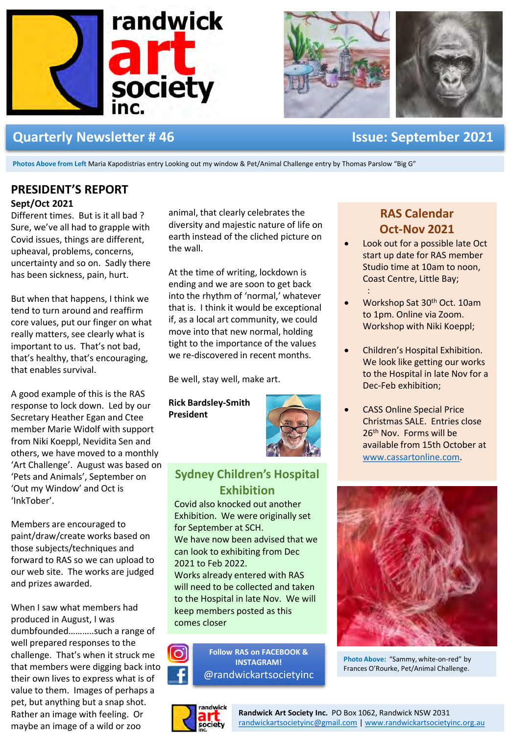# randwick art society inc.

## Quarterly Newsletter # 46 — Issue: September 2021

**Photos Above from Left** Maria Kapodistrias entry Looking out my window & Pet/Animal Challenge entry by Thomas Parslow "Big G"

## PRESIDENT'S REPORT

**Sept/Oct 2021**

Different times. But is it all bad ? Sure, we've all had to grapple with Covid issues, things are different, upheaval, problems, concerns, uncertainty and so on. Sadly there has been sickness, pain, hurt.

But when that happens, I think we tend to turn around and reaffirm core values, put our finger on what really matters, see clearly what is important to us. That's not bad, that's healthy, that's encouraging, that enables survival.

A good example of this is the RAS response to lock down. Led by our Secretary Heather Egan and Ctee member Marie Widolf with support from Niki Koeppl, Nevidita Sen and others, we have moved to a monthly 'Art Challenge'. August was based on 'Pets and Animals', September on 'Out my Window' and Oct is 'InkTober'.

Members are encouraged to paint/draw/create works based on those subjects/techniques and forward to RAS so we can upload to our web site. The works are judged and prizes awarded.

When I saw what members had produced in August, I was dumbfounded………..such a range of well prepared responses to the challenge. That's when it struck me that members were digging back into their own lives to express what is of value to them. Images of perhaps a pet, but anything but a snap shot. Rather an image with feeling. Or maybe an image of a wild or zoo animal, that clearly celebrates the diversity and majestic nature of life on earth instead of the cliched picture on the wall.

At the time of writing, lockdown is ending and we are soon to get back into the rhythm of 'normal,' whatever that is. I think it would be exceptional if, as a local art community, we could move into that new normal, holding tight to the importance of the values we re-discovered in recent months.

Be well, stay well, make art.

**Rick Bardsley-Smith**
**President**

## Sydney Children's Hospital Exhibition

Covid also knocked out another Exhibition. We were originally set for September at SCH.
We have now been advised that we can look to exhibiting from Dec 2021 to Feb 2022.
Works already entered with RAS will need to be collected and taken to the Hospital in late Nov. We will keep members posted as this comes closer

**Follow RAS on FACEBOOK & INSTAGRAM!**
@randwickartsocietyinc

## RAS Calendar Oct-Nov 2021

- Look out for a possible late Oct start up date for RAS member Studio time at 10am to noon, Coast Centre, Little Bay;
- Workshop Sat 30th Oct. 10am to 1pm. Online via Zoom. Workshop with Niki Koeppl;
- Children's Hospital Exhibition. We look like getting our works to the Hospital in late Nov for a Dec-Feb exhibition;
- CASS Online Special Price Christmas SALE. Entries close 26th Nov. Forms will be available from 15th October at www.cassartonline.com.

**Photo Above:** "Sammy, white-on-red" by Frances O'Rourke, Pet/Animal Challenge.

**Randwick Art Society Inc.** PO Box 1062, Randwick NSW 2031
randwickartsocietyinc@gmail.com | www.randwickartsocietyinc.org.au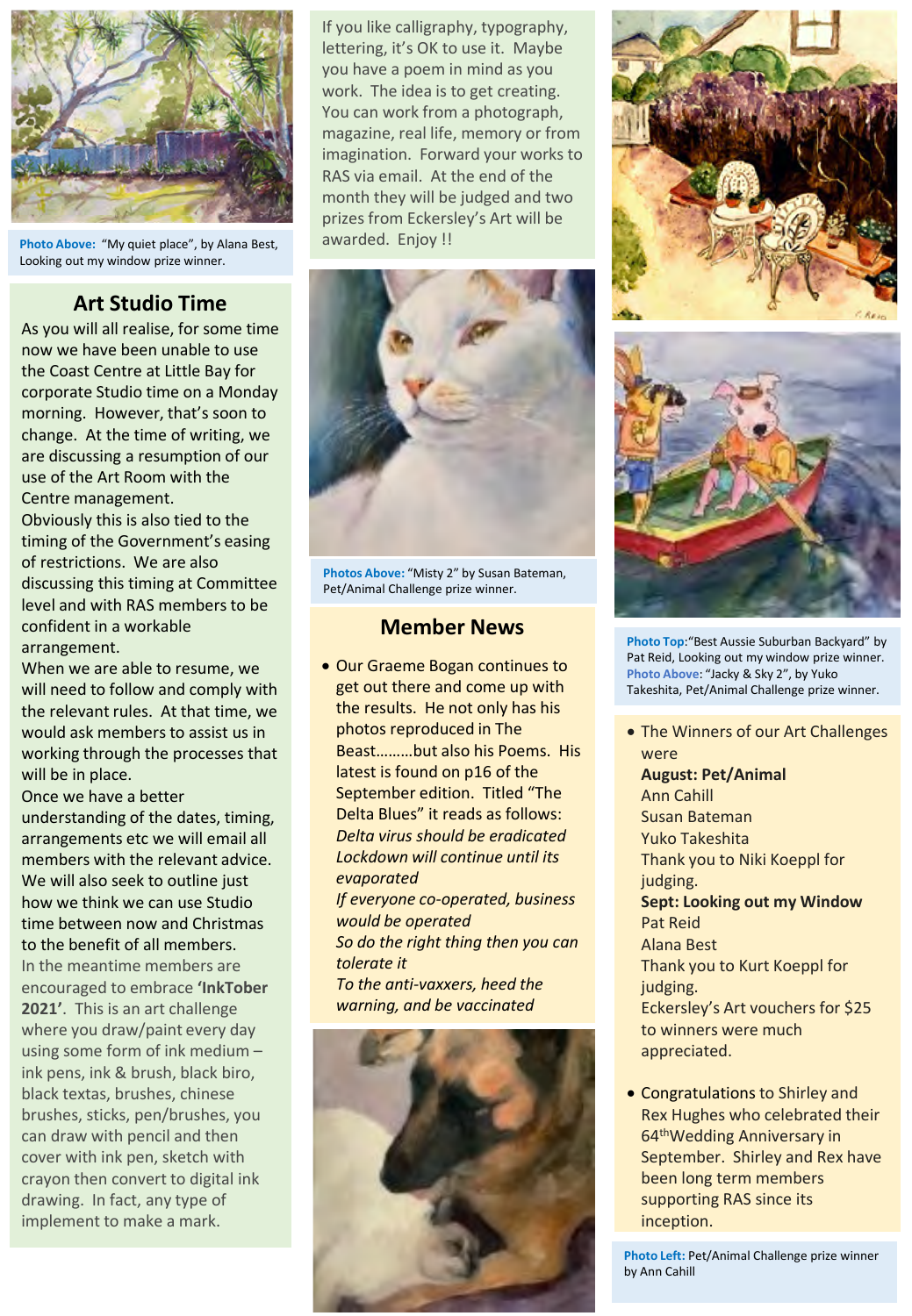**Photo Above:** "My quiet place", by Alana Best, Looking out my window prize winner.

## Art Studio Time

As you will all realise, for some time now we have been unable to use the Coast Centre at Little Bay for corporate Studio time on a Monday morning. However, that's soon to change. At the time of writing, we are discussing a resumption of our use of the Art Room with the Centre management.

Obviously this is also tied to the timing of the Government's easing of restrictions. We are also discussing this timing at Committee level and with RAS members to be confident in a workable arrangement.

When we are able to resume, we will need to follow and comply with the relevant rules. At that time, we would ask members to assist us in working through the processes that will be in place.

Once we have a better understanding of the dates, timing, arrangements etc we will email all members with the relevant advice. We will also seek to outline just how we think we can use Studio time between now and Christmas to the benefit of all members.

In the meantime members are encouraged to embrace **'InkTober 2021'**. This is an art challenge where you draw/paint every day using some form of ink medium – ink pens, ink & brush, black biro, black textas, brushes, chinese brushes, sticks, pen/brushes, you can draw with pencil and then cover with ink pen, sketch with crayon then convert to digital ink drawing. In fact, any type of implement to make a mark.

If you like calligraphy, typography, lettering, it's OK to use it. Maybe you have a poem in mind as you work. The idea is to get creating. You can work from a photograph, magazine, real life, memory or from imagination. Forward your works to RAS via email. At the end of the month they will be judged and two prizes from Eckersley's Art will be awarded. Enjoy !!

**Photos Above:** "Misty 2" by Susan Bateman, Pet/Animal Challenge prize winner.

## Member News

- Our Graeme Bogan continues to get out there and come up with the results. He not only has his photos reproduced in The Beast………but also his Poems. His latest is found on p16 of the September edition. Titled "The Delta Blues" it reads as follows:

  *Delta virus should be eradicated*
  *Lockdown will continue until its evaporated*
  *If everyone co-operated, business would be operated*
  *So do the right thing then you can tolerate it*
  *To the anti-vaxxers, heed the warning, and be vaccinated*

**Photo Top:** "Best Aussie Suburban Backyard" by Pat Reid, Looking out my window prize winner.
**Photo Above:** "Jacky & Sky 2", by Yuko Takeshita, Pet/Animal Challenge prize winner.

- The Winners of our Art Challenges were

  **August: Pet/Animal**
  Ann Cahill
  Susan Bateman
  Yuko Takeshita
  Thank you to Niki Koeppl for judging.
  **Sept: Looking out my Window**
  Pat Reid
  Alana Best
  Thank you to Kurt Koeppl for judging.
  Eckersley's Art vouchers for $25 to winners were much appreciated.

- Congratulations to Shirley and Rex Hughes who celebrated their 64th Wedding Anniversary in September. Shirley and Rex have been long term members supporting RAS since its inception.

**Photo Left:** Pet/Animal Challenge prize winner by Ann Cahill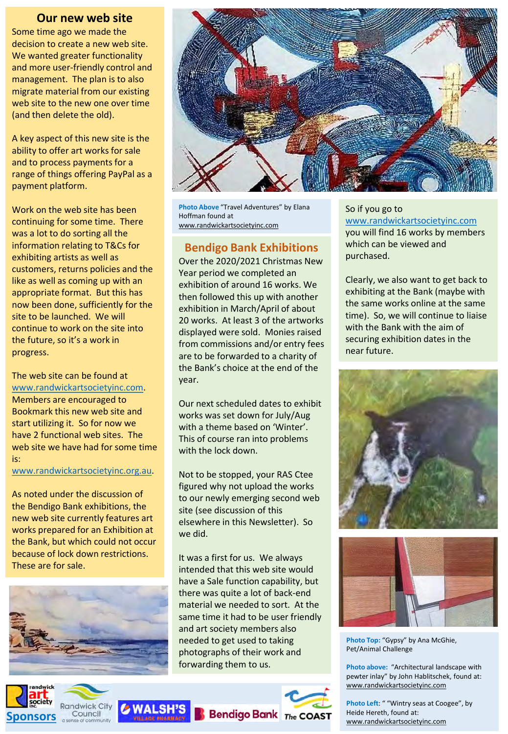## Our new web site

Some time ago we made the decision to create a new web site. We wanted greater functionality and more user-friendly control and management. The plan is to also migrate material from our existing web site to the new one over time (and then delete the old).

A key aspect of this new site is the ability to offer art works for sale and to process payments for a range of things offering PayPal as a payment platform.

Work on the web site has been continuing for some time. There was a lot to do sorting all the information relating to T&Cs for exhibiting artists as well as customers, returns policies and the like as well as coming up with an appropriate format. But this has now been done, sufficiently for the site to be launched. We will continue to work on the site into the future, so it's a work in progress.

The web site can be found at www.randwickartsocietyinc.com. Members are encouraged to Bookmark this new web site and start utilizing it. So for now we have 2 functional web sites. The web site we have had for some time is: www.randwickartsocietyinc.org.au.

As noted under the discussion of the Bendigo Bank exhibitions, the new web site currently features art works prepared for an Exhibition at the Bank, but which could not occur because of lock down restrictions. These are for sale.

**Photo Above** "Travel Adventures" by Elana Hoffman found at www.randwickartsocietyinc.com

## Bendigo Bank Exhibitions

Over the 2020/2021 Christmas New Year period we completed an exhibition of around 16 works. We then followed this up with another exhibition in March/April of about 20 works. At least 3 of the artworks displayed were sold. Monies raised from commissions and/or entry fees are to be forwarded to a charity of the Bank's choice at the end of the year.

Our next scheduled dates to exhibit works was set down for July/Aug with a theme based on 'Winter'. This of course ran into problems with the lock down.

Not to be stopped, your RAS Ctee figured why not upload the works to our newly emerging second web site (see discussion of this elsewhere in this Newsletter). So we did.

It was a first for us. We always intended that this web site would have a Sale function capability, but there was quite a lot of back-end material we needed to sort. At the same time it had to be user friendly and art society members also needed to get used to taking photographs of their work and forwarding them to us.

So if you go to www.randwickartsocietyinc.com you will find 16 works by members which can be viewed and purchased.

Clearly, we also want to get back to exhibiting at the Bank (maybe with the same works online at the same time). So, we will continue to liaise with the Bank with the aim of securing exhibition dates in the near future.

**Photo Top:** "Gypsy" by Ana McGhie, Pet/Animal Challenge

**Photo above:** "Architectural landscape with pewter inlay" by John Hablitschek, found at: www.randwickartsocietyinc.com

**Photo Left:** " "Wintry seas at Coogee", by Heide Hereth, found at: www.randwickartsocietyinc.com

**Sponsors**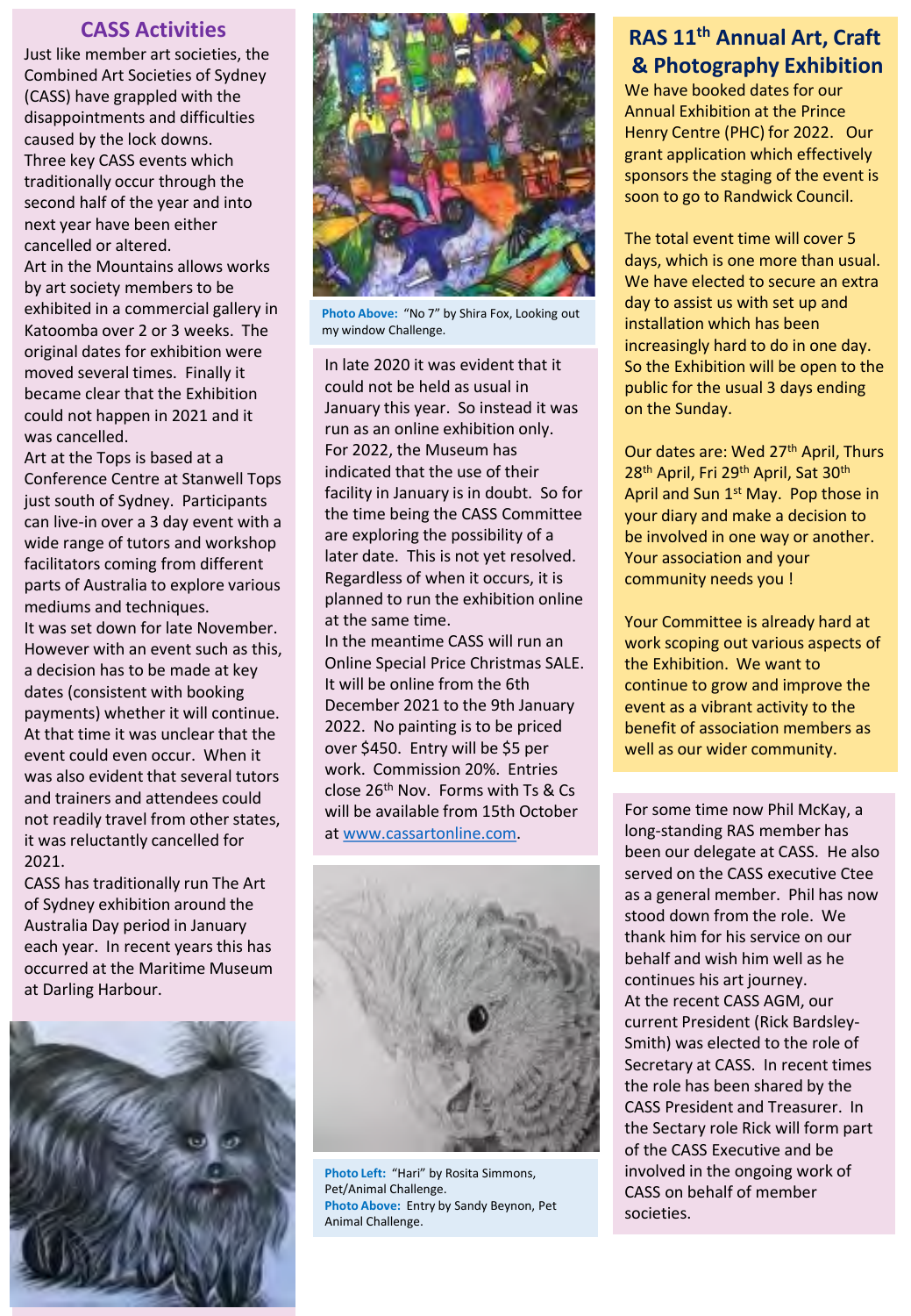## CASS Activities

Just like member art societies, the Combined Art Societies of Sydney (CASS) have grappled with the disappointments and difficulties caused by the lock downs.

Three key CASS events which traditionally occur through the second half of the year and into next year have been either cancelled or altered.

Art in the Mountains allows works by art society members to be exhibited in a commercial gallery in Katoomba over 2 or 3 weeks. The original dates for exhibition were moved several times. Finally it became clear that the Exhibition could not happen in 2021 and it was cancelled.

Art at the Tops is based at a Conference Centre at Stanwell Tops just south of Sydney. Participants can live-in over a 3 day event with a wide range of tutors and workshop facilitators coming from different parts of Australia to explore various mediums and techniques.

It was set down for late November. However with an event such as this, a decision has to be made at key dates (consistent with booking payments) whether it will continue. At that time it was unclear that the event could even occur. When it was also evident that several tutors and trainers and attendees could not readily travel from other states, it was reluctantly cancelled for 2021.

CASS has traditionally run The Art of Sydney exhibition around the Australia Day period in January each year. In recent years this has occurred at the Maritime Museum at Darling Harbour.

**Photo Above:** "No 7" by Shira Fox, Looking out my window Challenge.

In late 2020 it was evident that it could not be held as usual in January this year. So instead it was run as an online exhibition only. For 2022, the Museum has indicated that the use of their facility in January is in doubt. So for the time being the CASS Committee are exploring the possibility of a later date. This is not yet resolved. Regardless of when it occurs, it is planned to run the exhibition online at the same time.

In the meantime CASS will run an Online Special Price Christmas SALE. It will be online from the 6th December 2021 to the 9th January 2022. No painting is to be priced over $450. Entry will be $5 per work. Commission 20%. Entries close 26th Nov. Forms with Ts & Cs will be available from 15th October at [www.cassartonline.com](www.cassartonline.com).

**Photo Left:** "Hari" by Rosita Simmons, Pet/Animal Challenge.
**Photo Above:** Entry by Sandy Beynon, Pet Animal Challenge.

## RAS 11th Annual Art, Craft & Photography Exhibition

We have booked dates for our Annual Exhibition at the Prince Henry Centre (PHC) for 2022. Our grant application which effectively sponsors the staging of the event is soon to go to Randwick Council.

The total event time will cover 5 days, which is one more than usual. We have elected to secure an extra day to assist us with set up and installation which has been increasingly hard to do in one day. So the Exhibition will be open to the public for the usual 3 days ending on the Sunday.

Our dates are: Wed 27th April, Thurs 28th April, Fri 29th April, Sat 30th April and Sun 1st May. Pop those in your diary and make a decision to be involved in one way or another. Your association and your community needs you !

Your Committee is already hard at work scoping out various aspects of the Exhibition. We want to continue to grow and improve the event as a vibrant activity to the benefit of association members as well as our wider community.

For some time now Phil McKay, a long-standing RAS member has been our delegate at CASS. He also served on the CASS executive Ctee as a general member. Phil has now stood down from the role. We thank him for his service on our behalf and wish him well as he continues his art journey.

At the recent CASS AGM, our current President (Rick Bardsley-Smith) was elected to the role of Secretary at CASS. In recent times the role has been shared by the CASS President and Treasurer. In the Sectary role Rick will form part of the CASS Executive and be involved in the ongoing work of CASS on behalf of member societies.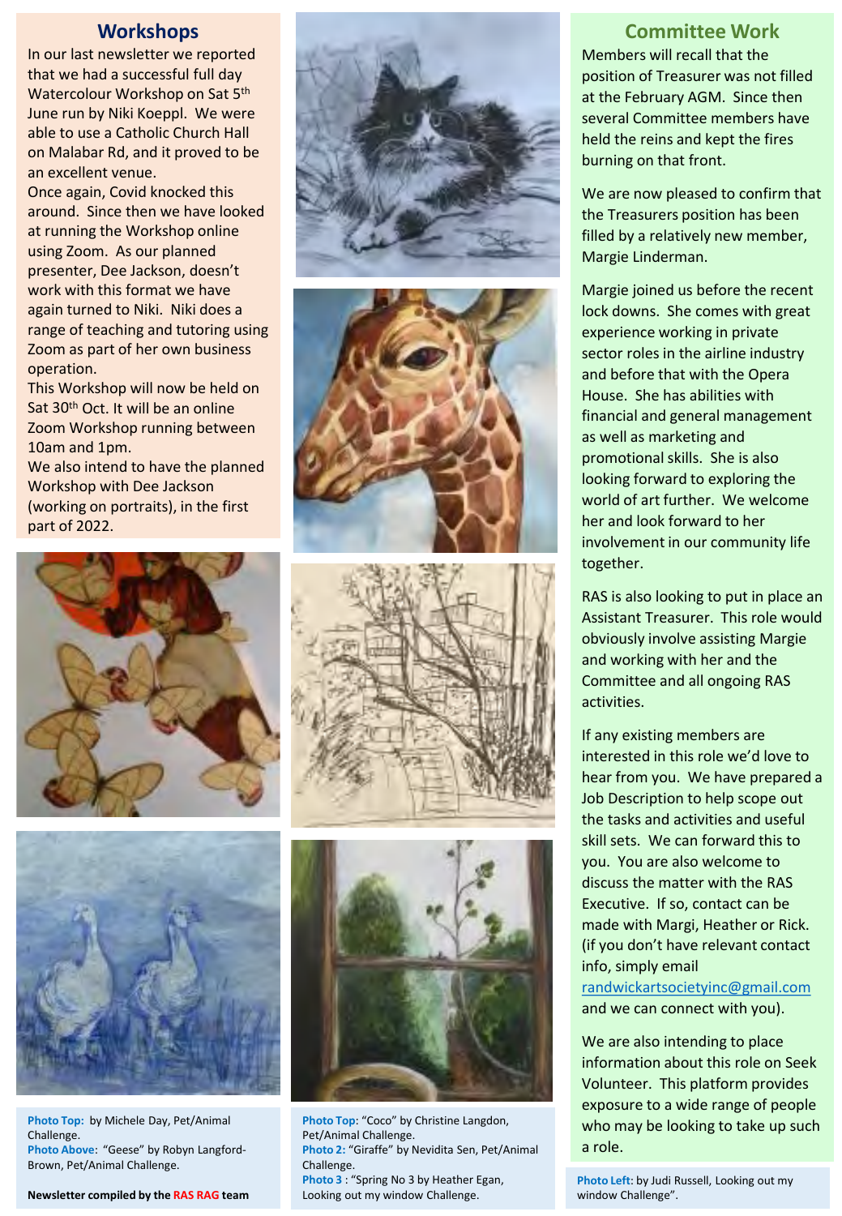## Workshops

In our last newsletter we reported that we had a successful full day Watercolour Workshop on Sat 5th June run by Niki Koeppl. We were able to use a Catholic Church Hall on Malabar Rd, and it proved to be an excellent venue.

Once again, Covid knocked this around. Since then we have looked at running the Workshop online using Zoom. As our planned presenter, Dee Jackson, doesn't work with this format we have again turned to Niki. Niki does a range of teaching and tutoring using Zoom as part of her own business operation.

This Workshop will now be held on Sat 30th Oct. It will be an online Zoom Workshop running between 10am and 1pm.

We also intend to have the planned Workshop with Dee Jackson (working on portraits), in the first part of 2022.

**Photo Top:** by Michele Day, Pet/Animal Challenge.
**Photo Above**: "Geese" by Robyn Langford-Brown, Pet/Animal Challenge.

**Newsletter compiled by the RAS RAG team**

**Photo Top**: "Coco" by Christine Langdon, Pet/Animal Challenge.
**Photo 2:** "Giraffe" by Nevidita Sen, Pet/Animal Challenge.
**Photo 3** : "Spring No 3 by Heather Egan, Looking out my window Challenge.

## Committee Work

Members will recall that the position of Treasurer was not filled at the February AGM. Since then several Committee members have held the reins and kept the fires burning on that front.

We are now pleased to confirm that the Treasurers position has been filled by a relatively new member, Margie Linderman.

Margie joined us before the recent lock downs. She comes with great experience working in private sector roles in the airline industry and before that with the Opera House. She has abilities with financial and general management as well as marketing and promotional skills. She is also looking forward to exploring the world of art further. We welcome her and look forward to her involvement in our community life together.

RAS is also looking to put in place an Assistant Treasurer. This role would obviously involve assisting Margie and working with her and the Committee and all ongoing RAS activities.

If any existing members are interested in this role we'd love to hear from you. We have prepared a Job Description to help scope out the tasks and activities and useful skill sets. We can forward this to you. You are also welcome to discuss the matter with the RAS Executive. If so, contact can be made with Margi, Heather or Rick. (if you don't have relevant contact info, simply email randwickartsocietyinc@gmail.com and we can connect with you).

We are also intending to place information about this role on Seek Volunteer. This platform provides exposure to a wide range of people who may be looking to take up such a role.

**Photo Left**: by Judi Russell, Looking out my window Challenge".